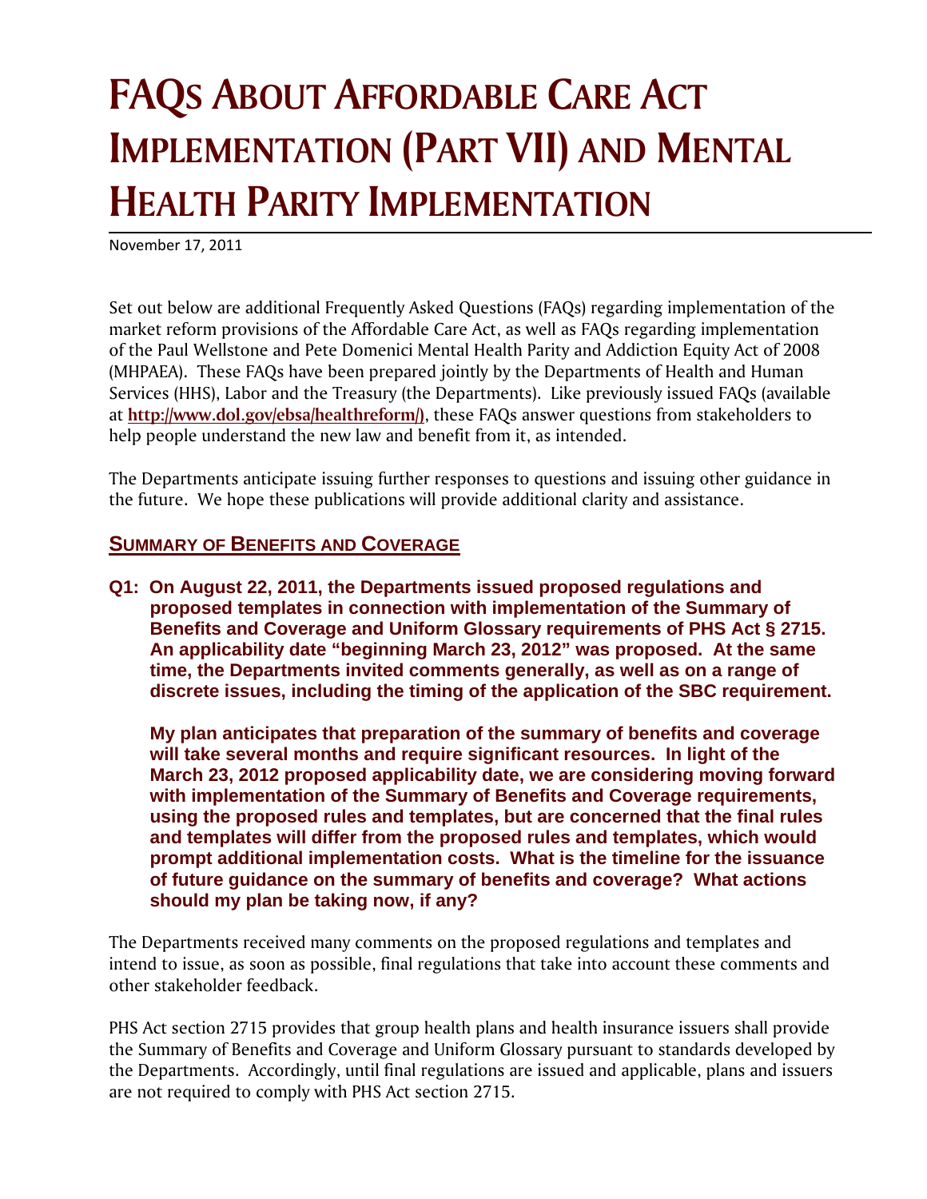# FAQs About Affordable Care Act Implementation (Part VII) and Mental Health Parity Implementation

November 17, 2011

Set out below are additional Frequently Asked Questions (FAQs) regarding implementation of the market reform provisions of the Affordable Care Act, as well as FAQs regarding implementation of the Paul Wellstone and Pete Domenici Mental Health Parity and Addiction Equity Act of 2008 (MHPAEA). These FAQs have been prepared jointly by the Departments of Health and Human Services (HHS), Labor and the Treasury (the Departments). Like previously issued FAQs (available at **http://www.dol.gov/ebsa/healthreform/)**, these FAQs answer questions from stakeholders to help people understand the new law and benefit from it, as intended.

The Departments anticipate issuing further responses to questions and issuing other guidance in the future. We hope these publications will provide additional clarity and assistance.

## Summary of Benefits and Coverage

**Q1: On August 22, 2011, the Departments issued proposed regulations and proposed templates in connection with implementation of the Summary of Benefits and Coverage and Uniform Glossary requirements of PHS Act § 2715. An applicability date "beginning March 23, 2012" was proposed. At the same time, the Departments invited comments generally, as well as on a range of discrete issues, including the timing of the application of the SBC requirement.**

**My plan anticipates that preparation of the summary of benefits and coverage will take several months and require significant resources. In light of the March 23, 2012 proposed applicability date, we are considering moving forward with implementation of the Summary of Benefits and Coverage requirements, using the proposed rules and templates, but are concerned that the final rules and templates will differ from the proposed rules and templates, which would prompt additional implementation costs. What is the timeline for the issuance of future guidance on the summary of benefits and coverage? What actions should my plan be taking now, if any?**

The Departments received many comments on the proposed regulations and templates and intend to issue, as soon as possible, final regulations that take into account these comments and other stakeholder feedback.

PHS Act section 2715 provides that group health plans and health insurance issuers shall provide the Summary of Benefits and Coverage and Uniform Glossary pursuant to standards developed by the Departments. Accordingly, until final regulations are issued and applicable, plans and issuers are not required to comply with PHS Act section 2715.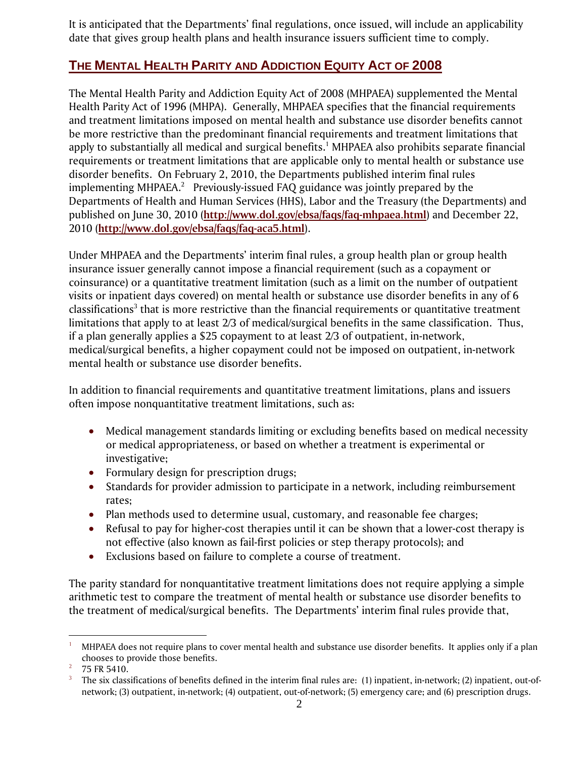It is anticipated that the Departments' final regulations, once issued, will include an applicability date that gives group health plans and health insurance issuers sufficient time to comply.

## THE MENTAL HEALTH PARITY AND ADDICTION EQUITY ACT OF 2008

The Mental Health Parity and Addiction Equity Act of 2008 (MHPAEA) supplemented the Mental Health Parity Act of 1996 (MHPA). Generally, MHPAEA specifies that the financial requirements and treatment limitations imposed on mental health and substance use disorder benefits cannot be more restrictive than the predominant financial requirements and treatment limitations that apply to substantially all medical and surgical benefits.[1] MHPAEA also prohibits separate financial requirements or treatment limitations that are applicable only to mental health or substance use disorder benefits. On February 2, 2010, the Departments published interim final rules implementing MHPAEA.[2] Previously-issued FAQ guidance was jointly prepared by the Departments of Health and Human Services (HHS), Labor and the Treasury (the Departments) and published on June 30, 2010 (**http://www.dol.gov/ebsa/faqs/faq-mhpaea.html**) and December 22, 2010 (**http://www.dol.gov/ebsa/faqs/faq-aca5.html**).

Under MHPAEA and the Departments' interim final rules, a group health plan or group health insurance issuer generally cannot impose a financial requirement (such as a copayment or coinsurance) or a quantitative treatment limitation (such as a limit on the number of outpatient visits or inpatient days covered) on mental health or substance use disorder benefits in any of 6 classifications[3] that is more restrictive than the financial requirements or quantitative treatment limitations that apply to at least 2/3 of medical/surgical benefits in the same classification. Thus, if a plan generally applies a $25 copayment to at least 2/3 of outpatient, in-network, medical/surgical benefits, a higher copayment could not be imposed on outpatient, in-network mental health or substance use disorder benefits.

In addition to financial requirements and quantitative treatment limitations, plans and issuers often impose nonquantitative treatment limitations, such as:

- Medical management standards limiting or excluding benefits based on medical necessity or medical appropriateness, or based on whether a treatment is experimental or investigative;
- Formulary design for prescription drugs;
- Standards for provider admission to participate in a network, including reimbursement rates;
- Plan methods used to determine usual, customary, and reasonable fee charges;
- Refusal to pay for higher-cost therapies until it can be shown that a lower-cost therapy is not effective (also known as fail-first policies or step therapy protocols); and
- Exclusions based on failure to complete a course of treatment.

The parity standard for nonquantitative treatment limitations does not require applying a simple arithmetic test to compare the treatment of mental health or substance use disorder benefits to the treatment of medical/surgical benefits. The Departments' interim final rules provide that,

---

[1] MHPAEA does not require plans to cover mental health and substance use disorder benefits. It applies only if a plan chooses to provide those benefits.

[2] 75 FR 5410.

[3] The six classifications of benefits defined in the interim final rules are: (1) inpatient, in-network; (2) inpatient, out-of-network; (3) outpatient, in-network; (4) outpatient, out-of-network; (5) emergency care; and (6) prescription drugs.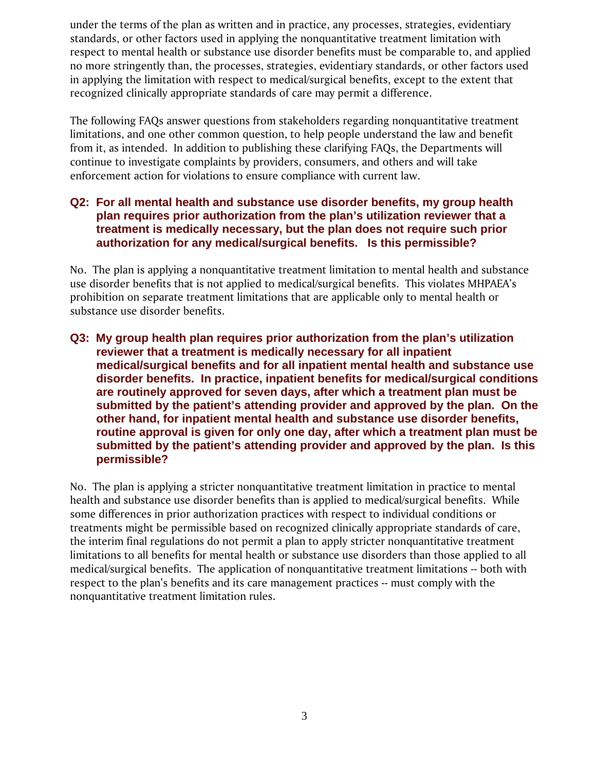under the terms of the plan as written and in practice, any processes, strategies, evidentiary standards, or other factors used in applying the nonquantitative treatment limitation with respect to mental health or substance use disorder benefits must be comparable to, and applied no more stringently than, the processes, strategies, evidentiary standards, or other factors used in applying the limitation with respect to medical/surgical benefits, except to the extent that recognized clinically appropriate standards of care may permit a difference.

The following FAQs answer questions from stakeholders regarding nonquantitative treatment limitations, and one other common question, to help people understand the law and benefit from it, as intended. In addition to publishing these clarifying FAQs, the Departments will continue to investigate complaints by providers, consumers, and others and will take enforcement action for violations to ensure compliance with current law.

### Q2: For all mental health and substance use disorder benefits, my group health plan requires prior authorization from the plan's utilization reviewer that a treatment is medically necessary, but the plan does not require such prior authorization for any medical/surgical benefits. Is this permissible?

No. The plan is applying a nonquantitative treatment limitation to mental health and substance use disorder benefits that is not applied to medical/surgical benefits. This violates MHPAEA's prohibition on separate treatment limitations that are applicable only to mental health or substance use disorder benefits.

### Q3: My group health plan requires prior authorization from the plan's utilization reviewer that a treatment is medically necessary for all inpatient medical/surgical benefits and for all inpatient mental health and substance use disorder benefits. In practice, inpatient benefits for medical/surgical conditions are routinely approved for seven days, after which a treatment plan must be submitted by the patient's attending provider and approved by the plan. On the other hand, for inpatient mental health and substance use disorder benefits, routine approval is given for only one day, after which a treatment plan must be submitted by the patient's attending provider and approved by the plan. Is this permissible?

No. The plan is applying a stricter nonquantitative treatment limitation in practice to mental health and substance use disorder benefits than is applied to medical/surgical benefits. While some differences in prior authorization practices with respect to individual conditions or treatments might be permissible based on recognized clinically appropriate standards of care, the interim final regulations do not permit a plan to apply stricter nonquantitative treatment limitations to all benefits for mental health or substance use disorders than those applied to all medical/surgical benefits. The application of nonquantitative treatment limitations -- both with respect to the plan's benefits and its care management practices -- must comply with the nonquantitative treatment limitation rules.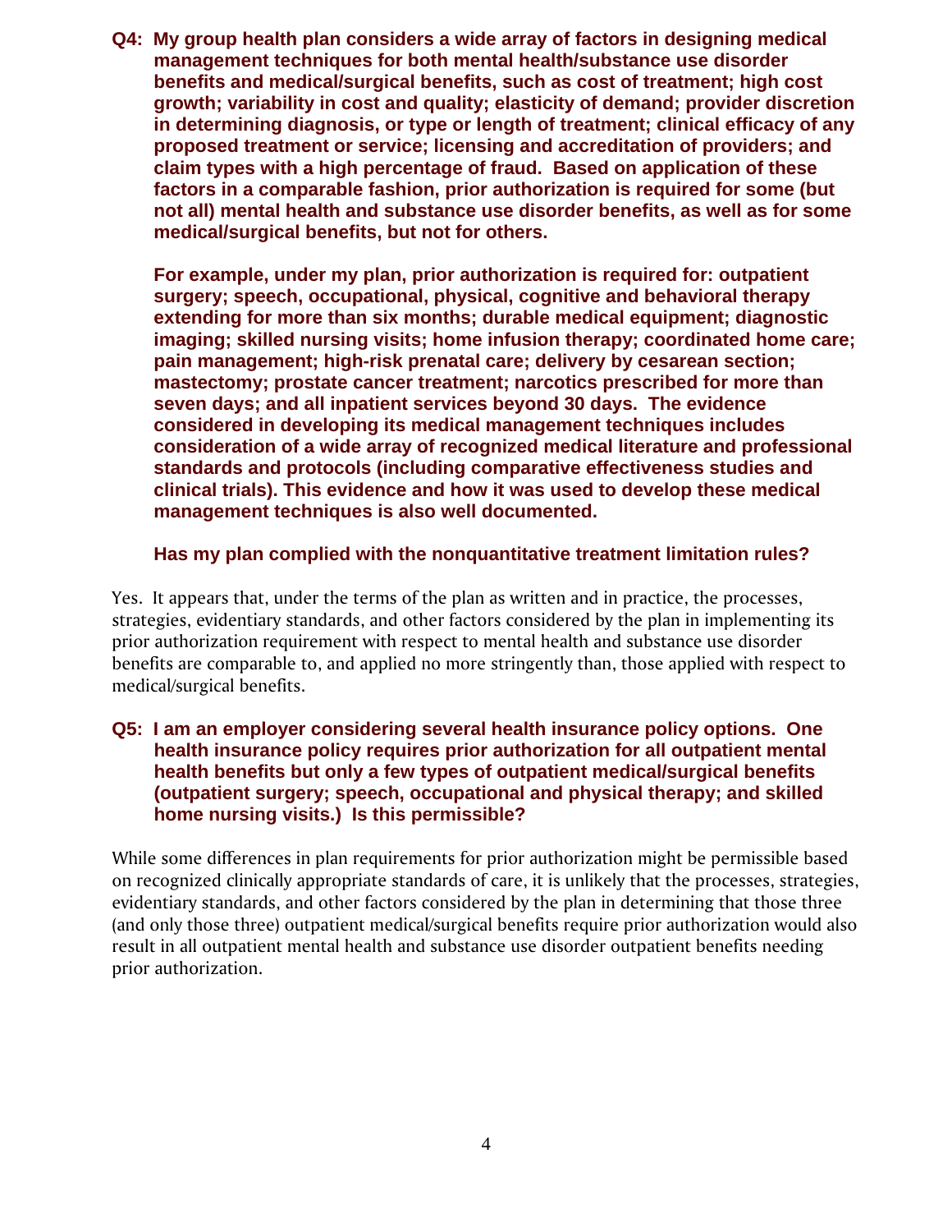**Q4: My group health plan considers a wide array of factors in designing medical management techniques for both mental health/substance use disorder benefits and medical/surgical benefits, such as cost of treatment; high cost growth; variability in cost and quality; elasticity of demand; provider discretion in determining diagnosis, or type or length of treatment; clinical efficacy of any proposed treatment or service; licensing and accreditation of providers; and claim types with a high percentage of fraud. Based on application of these factors in a comparable fashion, prior authorization is required for some (but not all) mental health and substance use disorder benefits, as well as for some medical/surgical benefits, but not for others.**

**For example, under my plan, prior authorization is required for: outpatient surgery; speech, occupational, physical, cognitive and behavioral therapy extending for more than six months; durable medical equipment; diagnostic imaging; skilled nursing visits; home infusion therapy; coordinated home care; pain management; high-risk prenatal care; delivery by cesarean section; mastectomy; prostate cancer treatment; narcotics prescribed for more than seven days; and all inpatient services beyond 30 days. The evidence considered in developing its medical management techniques includes consideration of a wide array of recognized medical literature and professional standards and protocols (including comparative effectiveness studies and clinical trials). This evidence and how it was used to develop these medical management techniques is also well documented.**

**Has my plan complied with the nonquantitative treatment limitation rules?**

Yes. It appears that, under the terms of the plan as written and in practice, the processes, strategies, evidentiary standards, and other factors considered by the plan in implementing its prior authorization requirement with respect to mental health and substance use disorder benefits are comparable to, and applied no more stringently than, those applied with respect to medical/surgical benefits.

**Q5: I am an employer considering several health insurance policy options. One health insurance policy requires prior authorization for all outpatient mental health benefits but only a few types of outpatient medical/surgical benefits (outpatient surgery; speech, occupational and physical therapy; and skilled home nursing visits.) Is this permissible?**

While some differences in plan requirements for prior authorization might be permissible based on recognized clinically appropriate standards of care, it is unlikely that the processes, strategies, evidentiary standards, and other factors considered by the plan in determining that those three (and only those three) outpatient medical/surgical benefits require prior authorization would also result in all outpatient mental health and substance use disorder outpatient benefits needing prior authorization.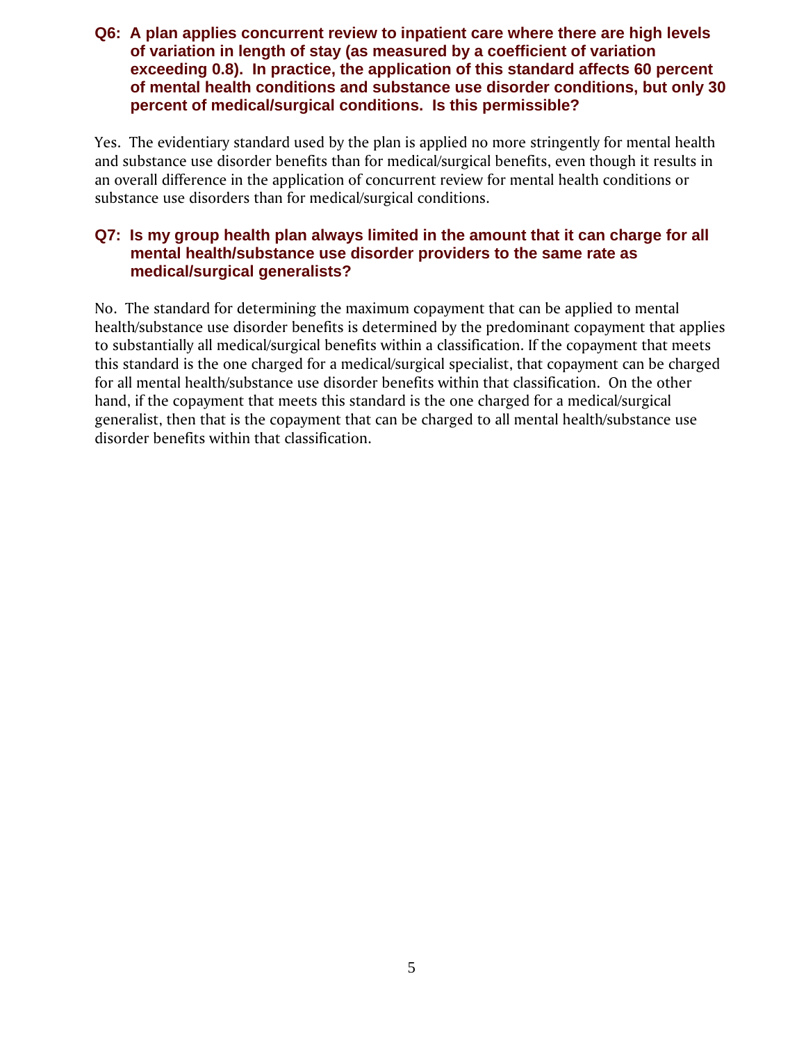**Q6: A plan applies concurrent review to inpatient care where there are high levels of variation in length of stay (as measured by a coefficient of variation exceeding 0.8). In practice, the application of this standard affects 60 percent of mental health conditions and substance use disorder conditions, but only 30 percent of medical/surgical conditions. Is this permissible?**

Yes. The evidentiary standard used by the plan is applied no more stringently for mental health and substance use disorder benefits than for medical/surgical benefits, even though it results in an overall difference in the application of concurrent review for mental health conditions or substance use disorders than for medical/surgical conditions.

**Q7: Is my group health plan always limited in the amount that it can charge for all mental health/substance use disorder providers to the same rate as medical/surgical generalists?**

No. The standard for determining the maximum copayment that can be applied to mental health/substance use disorder benefits is determined by the predominant copayment that applies to substantially all medical/surgical benefits within a classification. If the copayment that meets this standard is the one charged for a medical/surgical specialist, that copayment can be charged for all mental health/substance use disorder benefits within that classification. On the other hand, if the copayment that meets this standard is the one charged for a medical/surgical generalist, then that is the copayment that can be charged to all mental health/substance use disorder benefits within that classification.